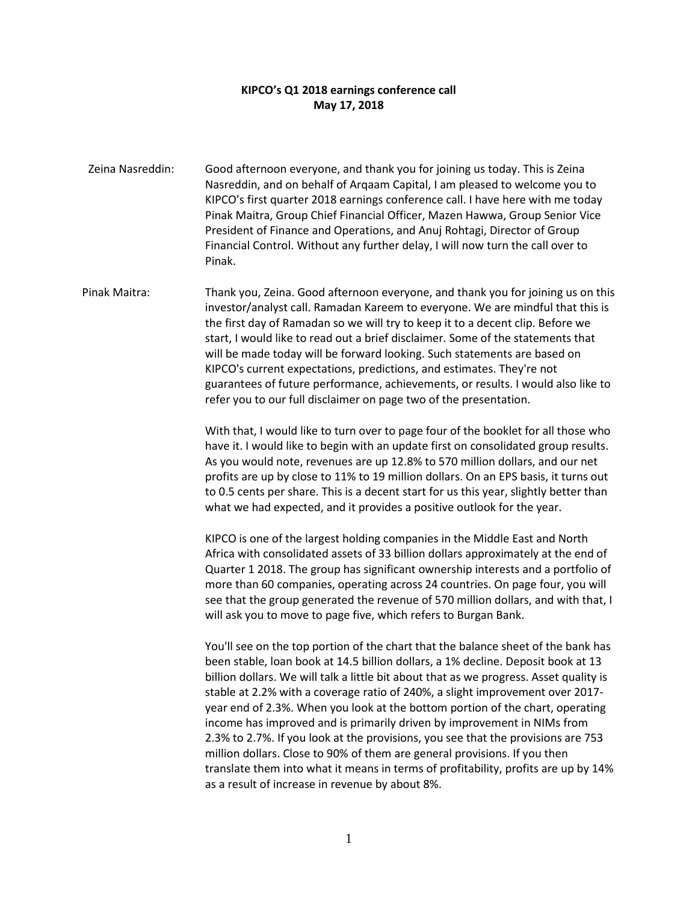**KIPCO's Q1 2018 earnings conference call**
**May 17, 2018**

**Zeina Nasreddin:** Good afternoon everyone, and thank you for joining us today. This is Zeina Nasreddin, and on behalf of Arqaam Capital, I am pleased to welcome you to KIPCO's first quarter 2018 earnings conference call. I have here with me today Pinak Maitra, Group Chief Financial Officer, Mazen Hawwa, Group Senior Vice President of Finance and Operations, and Anuj Rohtagi, Director of Group Financial Control. Without any further delay, I will now turn the call over to Pinak.

**Pinak Maitra:** Thank you, Zeina. Good afternoon everyone, and thank you for joining us on this investor/analyst call. Ramadan Kareem to everyone. We are mindful that this is the first day of Ramadan so we will try to keep it to a decent clip. Before we start, I would like to read out a brief disclaimer. Some of the statements that will be made today will be forward looking. Such statements are based on KIPCO's current expectations, predictions, and estimates. They're not guarantees of future performance, achievements, or results. I would also like to refer you to our full disclaimer on page two of the presentation.

With that, I would like to turn over to page four of the booklet for all those who have it. I would like to begin with an update first on consolidated group results. As you would note, revenues are up 12.8% to 570 million dollars, and our net profits are up by close to 11% to 19 million dollars. On an EPS basis, it turns out to 0.5 cents per share. This is a decent start for us this year, slightly better than what we had expected, and it provides a positive outlook for the year.

KIPCO is one of the largest holding companies in the Middle East and North Africa with consolidated assets of 33 billion dollars approximately at the end of Quarter 1 2018. The group has significant ownership interests and a portfolio of more than 60 companies, operating across 24 countries. On page four, you will see that the group generated the revenue of 570 million dollars, and with that, I will ask you to move to page five, which refers to Burgan Bank.

You'll see on the top portion of the chart that the balance sheet of the bank has been stable, loan book at 14.5 billion dollars, a 1% decline. Deposit book at 13 billion dollars. We will talk a little bit about that as we progress. Asset quality is stable at 2.2% with a coverage ratio of 240%, a slight improvement over 2017-year end of 2.3%. When you look at the bottom portion of the chart, operating income has improved and is primarily driven by improvement in NIMs from 2.3% to 2.7%. If you look at the provisions, you see that the provisions are 753 million dollars. Close to 90% of them are general provisions. If you then translate them into what it means in terms of profitability, profits are up by 14% as a result of increase in revenue by about 8%.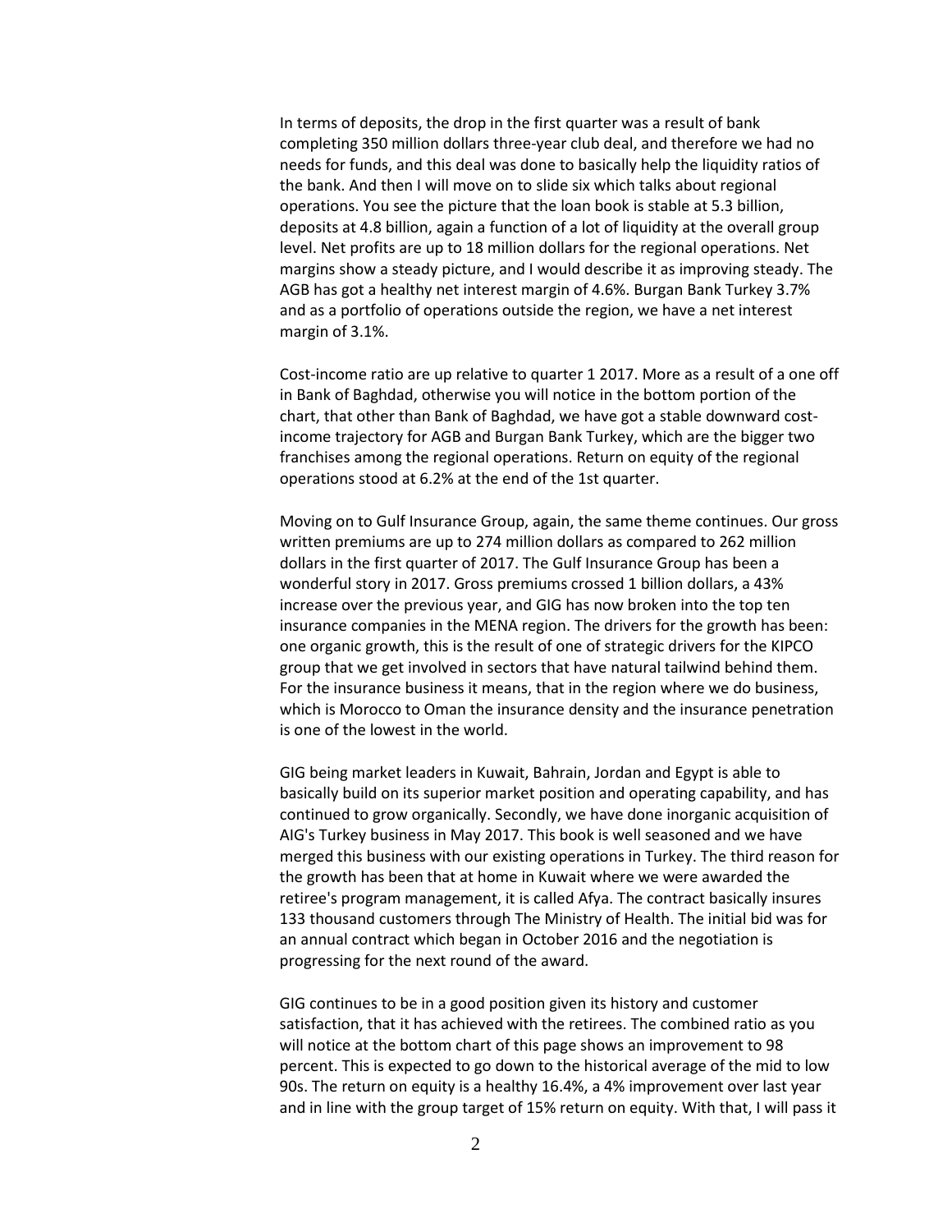In terms of deposits, the drop in the first quarter was a result of bank completing 350 million dollars three-year club deal, and therefore we had no needs for funds, and this deal was done to basically help the liquidity ratios of the bank. And then I will move on to slide six which talks about regional operations. You see the picture that the loan book is stable at 5.3 billion, deposits at 4.8 billion, again a function of a lot of liquidity at the overall group level. Net profits are up to 18 million dollars for the regional operations. Net margins show a steady picture, and I would describe it as improving steady. The AGB has got a healthy net interest margin of 4.6%. Burgan Bank Turkey 3.7% and as a portfolio of operations outside the region, we have a net interest margin of 3.1%.

Cost-income ratio are up relative to quarter 1 2017. More as a result of a one off in Bank of Baghdad, otherwise you will notice in the bottom portion of the chart, that other than Bank of Baghdad, we have got a stable downward cost-income trajectory for AGB and Burgan Bank Turkey, which are the bigger two franchises among the regional operations. Return on equity of the regional operations stood at 6.2% at the end of the 1st quarter.

Moving on to Gulf Insurance Group, again, the same theme continues. Our gross written premiums are up to 274 million dollars as compared to 262 million dollars in the first quarter of 2017. The Gulf Insurance Group has been a wonderful story in 2017. Gross premiums crossed 1 billion dollars, a 43% increase over the previous year, and GIG has now broken into the top ten insurance companies in the MENA region. The drivers for the growth has been: one organic growth, this is the result of one of strategic drivers for the KIPCO group that we get involved in sectors that have natural tailwind behind them. For the insurance business it means, that in the region where we do business, which is Morocco to Oman the insurance density and the insurance penetration is one of the lowest in the world.

GIG being market leaders in Kuwait, Bahrain, Jordan and Egypt is able to basically build on its superior market position and operating capability, and has continued to grow organically. Secondly, we have done inorganic acquisition of AIG's Turkey business in May 2017. This book is well seasoned and we have merged this business with our existing operations in Turkey. The third reason for the growth has been that at home in Kuwait where we were awarded the retiree's program management, it is called Afya. The contract basically insures 133 thousand customers through The Ministry of Health. The initial bid was for an annual contract which began in October 2016 and the negotiation is progressing for the next round of the award.

GIG continues to be in a good position given its history and customer satisfaction, that it has achieved with the retirees. The combined ratio as you will notice at the bottom chart of this page shows an improvement to 98 percent. This is expected to go down to the historical average of the mid to low 90s. The return on equity is a healthy 16.4%, a 4% improvement over last year and in line with the group target of 15% return on equity. With that, I will pass it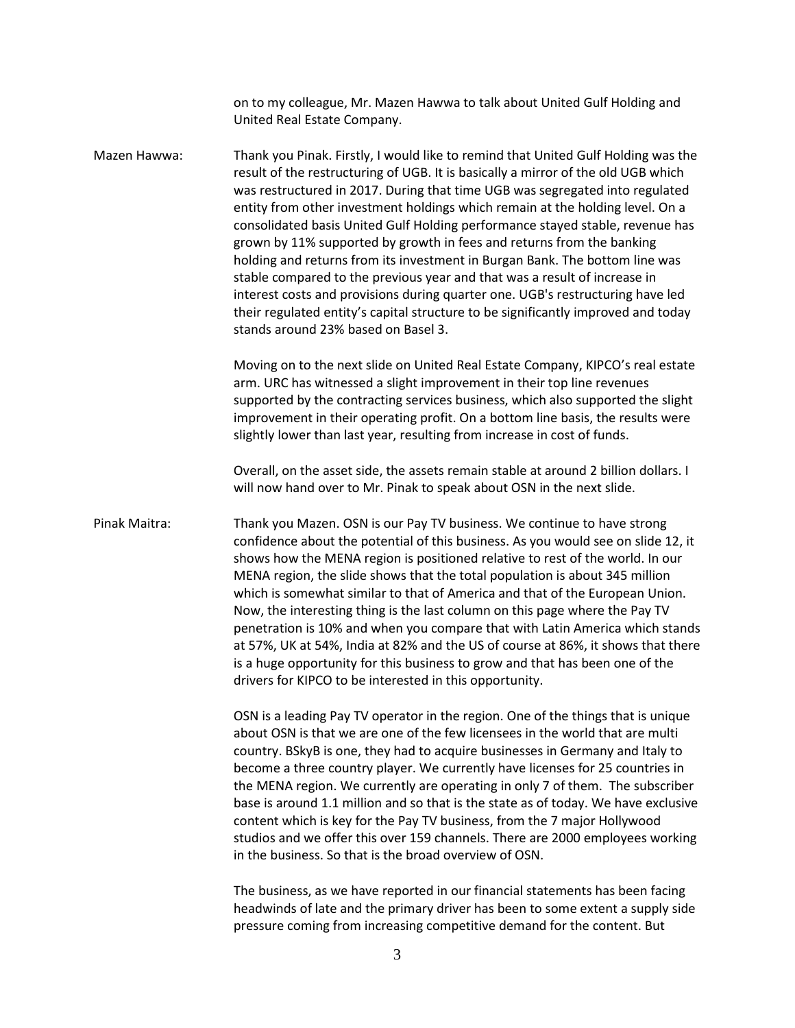on to my colleague, Mr. Mazen Hawwa to talk about United Gulf Holding and United Real Estate Company.

**Mazen Hawwa:** Thank you Pinak. Firstly, I would like to remind that United Gulf Holding was the result of the restructuring of UGB. It is basically a mirror of the old UGB which was restructured in 2017. During that time UGB was segregated into regulated entity from other investment holdings which remain at the holding level. On a consolidated basis United Gulf Holding performance stayed stable, revenue has grown by 11% supported by growth in fees and returns from the banking holding and returns from its investment in Burgan Bank. The bottom line was stable compared to the previous year and that was a result of increase in interest costs and provisions during quarter one. UGB's restructuring have led their regulated entity's capital structure to be significantly improved and today stands around 23% based on Basel 3.

Moving on to the next slide on United Real Estate Company, KIPCO's real estate arm. URC has witnessed a slight improvement in their top line revenues supported by the contracting services business, which also supported the slight improvement in their operating profit. On a bottom line basis, the results were slightly lower than last year, resulting from increase in cost of funds.

Overall, on the asset side, the assets remain stable at around 2 billion dollars. I will now hand over to Mr. Pinak to speak about OSN in the next slide.

**Pinak Maitra:** Thank you Mazen. OSN is our Pay TV business. We continue to have strong confidence about the potential of this business. As you would see on slide 12, it shows how the MENA region is positioned relative to rest of the world. In our MENA region, the slide shows that the total population is about 345 million which is somewhat similar to that of America and that of the European Union. Now, the interesting thing is the last column on this page where the Pay TV penetration is 10% and when you compare that with Latin America which stands at 57%, UK at 54%, India at 82% and the US of course at 86%, it shows that there is a huge opportunity for this business to grow and that has been one of the drivers for KIPCO to be interested in this opportunity.

OSN is a leading Pay TV operator in the region. One of the things that is unique about OSN is that we are one of the few licensees in the world that are multi country. BSkyB is one, they had to acquire businesses in Germany and Italy to become a three country player. We currently have licenses for 25 countries in the MENA region. We currently are operating in only 7 of them. The subscriber base is around 1.1 million and so that is the state as of today. We have exclusive content which is key for the Pay TV business, from the 7 major Hollywood studios and we offer this over 159 channels. There are 2000 employees working in the business. So that is the broad overview of OSN.

The business, as we have reported in our financial statements has been facing headwinds of late and the primary driver has been to some extent a supply side pressure coming from increasing competitive demand for the content. But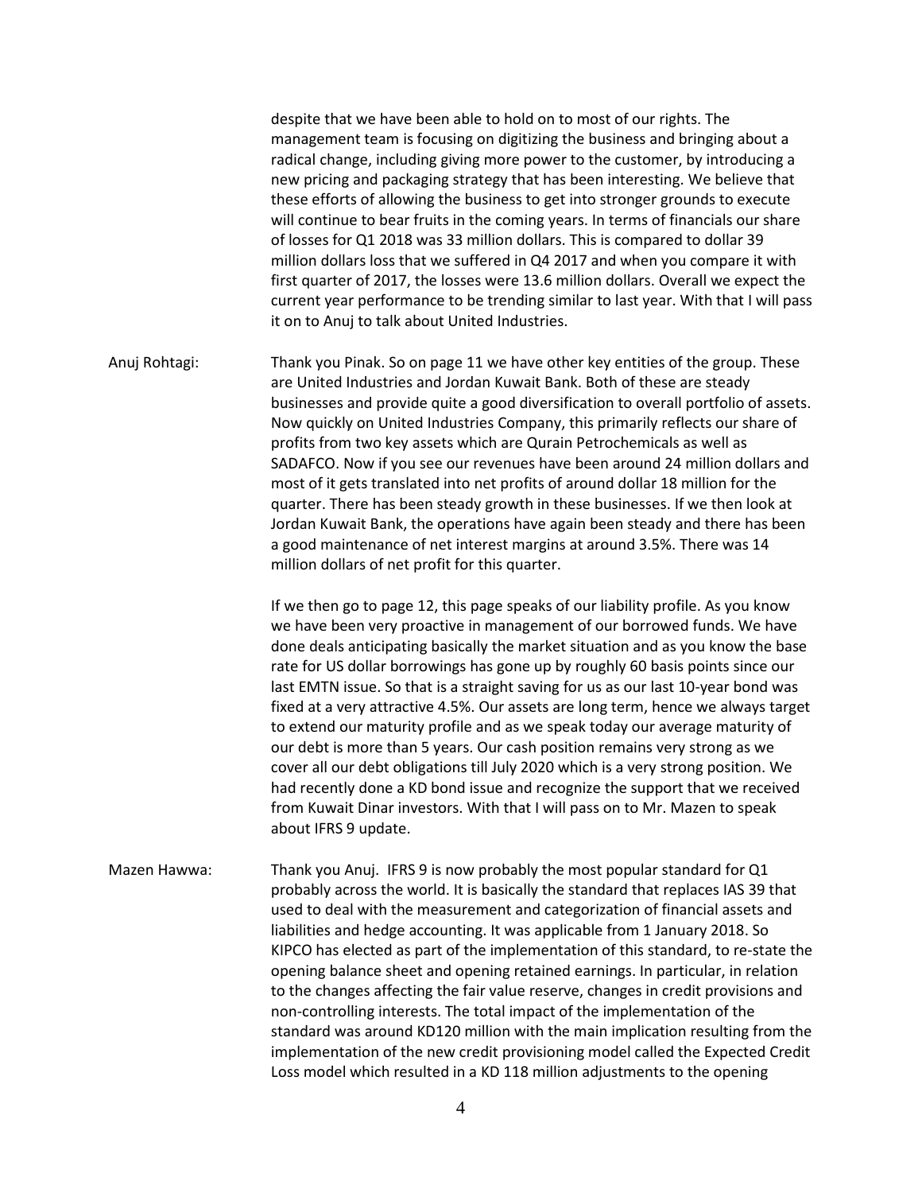despite that we have been able to hold on to most of our rights. The management team is focusing on digitizing the business and bringing about a radical change, including giving more power to the customer, by introducing a new pricing and packaging strategy that has been interesting. We believe that these efforts of allowing the business to get into stronger grounds to execute will continue to bear fruits in the coming years. In terms of financials our share of losses for Q1 2018 was 33 million dollars. This is compared to dollar 39 million dollars loss that we suffered in Q4 2017 and when you compare it with first quarter of 2017, the losses were 13.6 million dollars. Overall we expect the current year performance to be trending similar to last year. With that I will pass it on to Anuj to talk about United Industries.

Anuj Rohtagi: Thank you Pinak. So on page 11 we have other key entities of the group. These are United Industries and Jordan Kuwait Bank. Both of these are steady businesses and provide quite a good diversification to overall portfolio of assets. Now quickly on United Industries Company, this primarily reflects our share of profits from two key assets which are Qurain Petrochemicals as well as SADAFCO. Now if you see our revenues have been around 24 million dollars and most of it gets translated into net profits of around dollar 18 million for the quarter. There has been steady growth in these businesses. If we then look at Jordan Kuwait Bank, the operations have again been steady and there has been a good maintenance of net interest margins at around 3.5%. There was 14 million dollars of net profit for this quarter.

If we then go to page 12, this page speaks of our liability profile. As you know we have been very proactive in management of our borrowed funds. We have done deals anticipating basically the market situation and as you know the base rate for US dollar borrowings has gone up by roughly 60 basis points since our last EMTN issue. So that is a straight saving for us as our last 10-year bond was fixed at a very attractive 4.5%. Our assets are long term, hence we always target to extend our maturity profile and as we speak today our average maturity of our debt is more than 5 years. Our cash position remains very strong as we cover all our debt obligations till July 2020 which is a very strong position. We had recently done a KD bond issue and recognize the support that we received from Kuwait Dinar investors. With that I will pass on to Mr. Mazen to speak about IFRS 9 update.

Mazen Hawwa: Thank you Anuj. IFRS 9 is now probably the most popular standard for Q1 probably across the world. It is basically the standard that replaces IAS 39 that used to deal with the measurement and categorization of financial assets and liabilities and hedge accounting. It was applicable from 1 January 2018. So KIPCO has elected as part of the implementation of this standard, to re-state the opening balance sheet and opening retained earnings. In particular, in relation to the changes affecting the fair value reserve, changes in credit provisions and non-controlling interests. The total impact of the implementation of the standard was around KD120 million with the main implication resulting from the implementation of the new credit provisioning model called the Expected Credit Loss model which resulted in a KD 118 million adjustments to the opening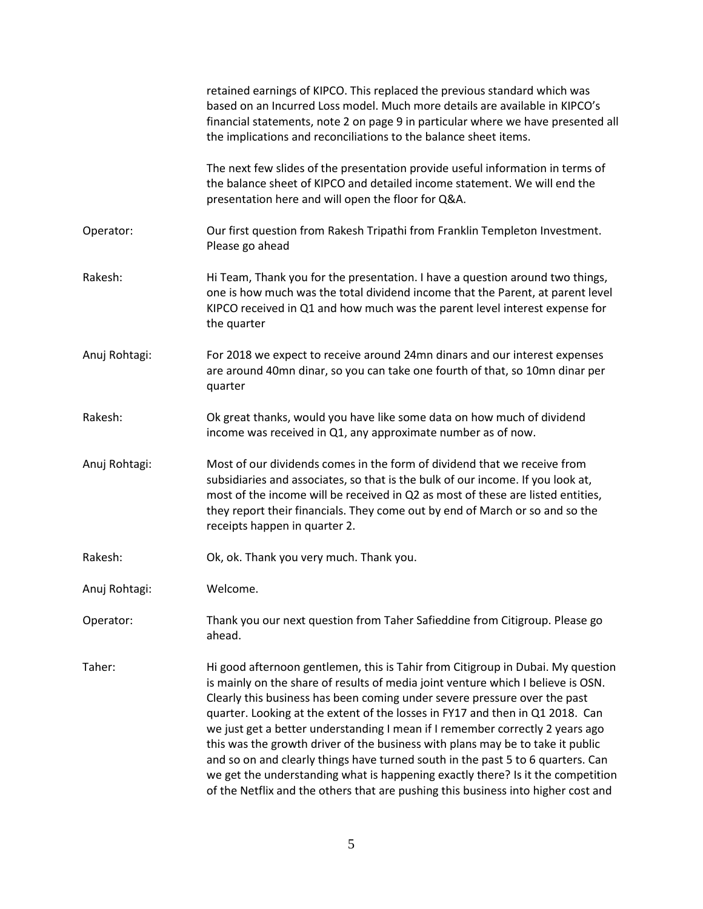retained earnings of KIPCO. This replaced the previous standard which was based on an Incurred Loss model. Much more details are available in KIPCO's financial statements, note 2 on page 9 in particular where we have presented all the implications and reconciliations to the balance sheet items.

The next few slides of the presentation provide useful information in terms of the balance sheet of KIPCO and detailed income statement. We will end the presentation here and will open the floor for Q&A.

Operator: Our first question from Rakesh Tripathi from Franklin Templeton Investment. Please go ahead

Rakesh: Hi Team, Thank you for the presentation. I have a question around two things, one is how much was the total dividend income that the Parent, at parent level KIPCO received in Q1 and how much was the parent level interest expense for the quarter

Anuj Rohtagi: For 2018 we expect to receive around 24mn dinars and our interest expenses are around 40mn dinar, so you can take one fourth of that, so 10mn dinar per quarter

Rakesh: Ok great thanks, would you have like some data on how much of dividend income was received in Q1, any approximate number as of now.

Anuj Rohtagi: Most of our dividends comes in the form of dividend that we receive from subsidiaries and associates, so that is the bulk of our income. If you look at, most of the income will be received in Q2 as most of these are listed entities, they report their financials. They come out by end of March or so and so the receipts happen in quarter 2.

Rakesh: Ok, ok. Thank you very much. Thank you.

Anuj Rohtagi: Welcome.

Operator: Thank you our next question from Taher Safieddine from Citigroup. Please go ahead.

Taher: Hi good afternoon gentlemen, this is Tahir from Citigroup in Dubai. My question is mainly on the share of results of media joint venture which I believe is OSN. Clearly this business has been coming under severe pressure over the past quarter. Looking at the extent of the losses in FY17 and then in Q1 2018. Can we just get a better understanding I mean if I remember correctly 2 years ago this was the growth driver of the business with plans may be to take it public and so on and clearly things have turned south in the past 5 to 6 quarters. Can we get the understanding what is happening exactly there? Is it the competition of the Netflix and the others that are pushing this business into higher cost and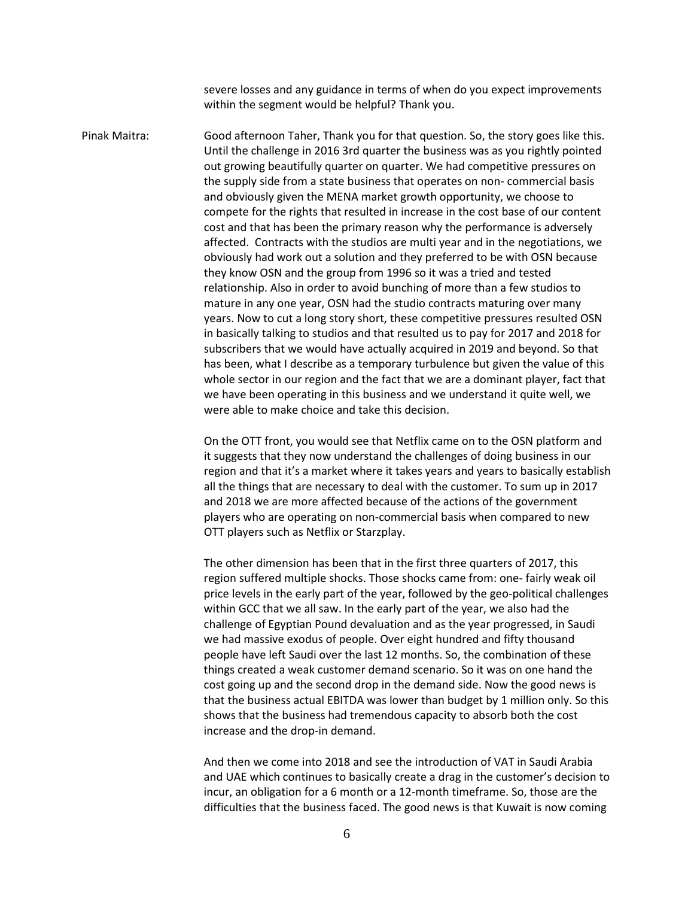severe losses and any guidance in terms of when do you expect improvements within the segment would be helpful? Thank you.

Pinak Maitra: Good afternoon Taher, Thank you for that question. So, the story goes like this. Until the challenge in 2016 3rd quarter the business was as you rightly pointed out growing beautifully quarter on quarter. We had competitive pressures on the supply side from a state business that operates on non- commercial basis and obviously given the MENA market growth opportunity, we choose to compete for the rights that resulted in increase in the cost base of our content cost and that has been the primary reason why the performance is adversely affected. Contracts with the studios are multi year and in the negotiations, we obviously had work out a solution and they preferred to be with OSN because they know OSN and the group from 1996 so it was a tried and tested relationship. Also in order to avoid bunching of more than a few studios to mature in any one year, OSN had the studio contracts maturing over many years. Now to cut a long story short, these competitive pressures resulted OSN in basically talking to studios and that resulted us to pay for 2017 and 2018 for subscribers that we would have actually acquired in 2019 and beyond. So that has been, what I describe as a temporary turbulence but given the value of this whole sector in our region and the fact that we are a dominant player, fact that we have been operating in this business and we understand it quite well, we were able to make choice and take this decision.

On the OTT front, you would see that Netflix came on to the OSN platform and it suggests that they now understand the challenges of doing business in our region and that it's a market where it takes years and years to basically establish all the things that are necessary to deal with the customer. To sum up in 2017 and 2018 we are more affected because of the actions of the government players who are operating on non-commercial basis when compared to new OTT players such as Netflix or Starzplay.

The other dimension has been that in the first three quarters of 2017, this region suffered multiple shocks. Those shocks came from: one- fairly weak oil price levels in the early part of the year, followed by the geo-political challenges within GCC that we all saw. In the early part of the year, we also had the challenge of Egyptian Pound devaluation and as the year progressed, in Saudi we had massive exodus of people. Over eight hundred and fifty thousand people have left Saudi over the last 12 months. So, the combination of these things created a weak customer demand scenario. So it was on one hand the cost going up and the second drop in the demand side. Now the good news is that the business actual EBITDA was lower than budget by 1 million only. So this shows that the business had tremendous capacity to absorb both the cost increase and the drop-in demand.

And then we come into 2018 and see the introduction of VAT in Saudi Arabia and UAE which continues to basically create a drag in the customer's decision to incur, an obligation for a 6 month or a 12-month timeframe. So, those are the difficulties that the business faced. The good news is that Kuwait is now coming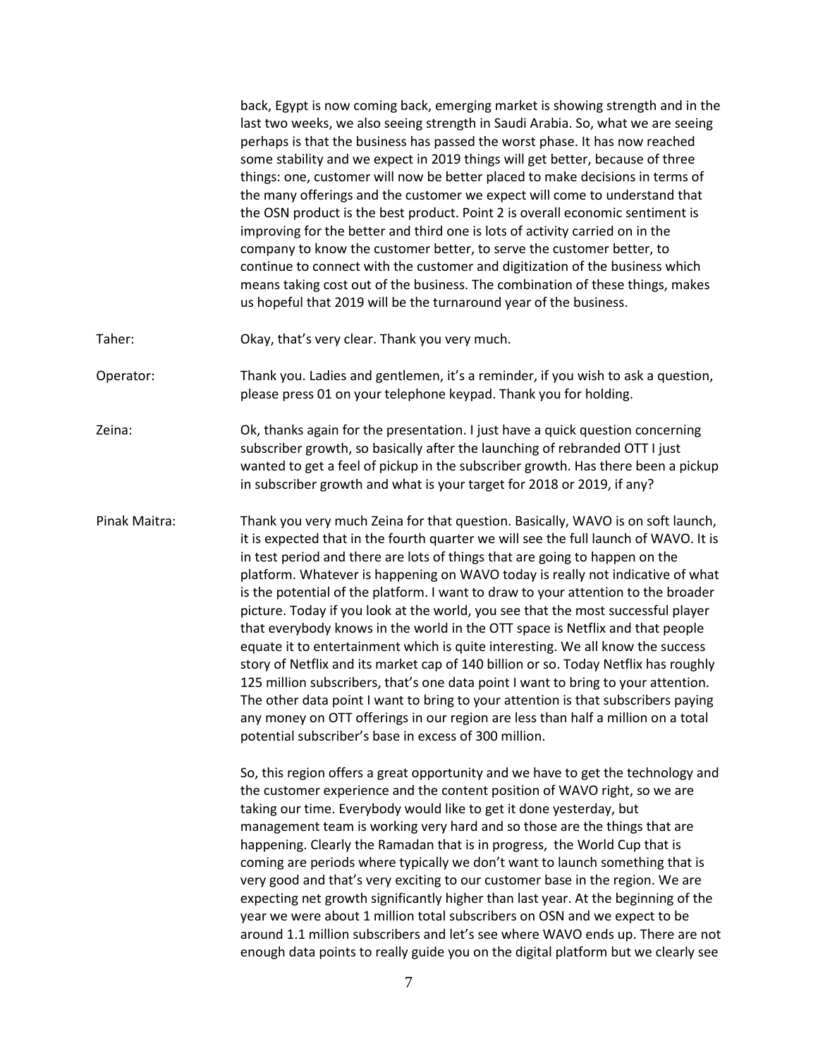back, Egypt is now coming back, emerging market is showing strength and in the last two weeks, we also seeing strength in Saudi Arabia. So, what we are seeing perhaps is that the business has passed the worst phase. It has now reached some stability and we expect in 2019 things will get better, because of three things: one, customer will now be better placed to make decisions in terms of the many offerings and the customer we expect will come to understand that the OSN product is the best product. Point 2 is overall economic sentiment is improving for the better and third one is lots of activity carried on in the company to know the customer better, to serve the customer better, to continue to connect with the customer and digitization of the business which means taking cost out of the business. The combination of these things, makes us hopeful that 2019 will be the turnaround year of the business.

Taher: Okay, that's very clear. Thank you very much.

Operator: Thank you. Ladies and gentlemen, it's a reminder, if you wish to ask a question, please press 01 on your telephone keypad. Thank you for holding.

Zeina: Ok, thanks again for the presentation. I just have a quick question concerning subscriber growth, so basically after the launching of rebranded OTT I just wanted to get a feel of pickup in the subscriber growth. Has there been a pickup in subscriber growth and what is your target for 2018 or 2019, if any?

Pinak Maitra: Thank you very much Zeina for that question. Basically, WAVO is on soft launch, it is expected that in the fourth quarter we will see the full launch of WAVO. It is in test period and there are lots of things that are going to happen on the platform. Whatever is happening on WAVO today is really not indicative of what is the potential of the platform. I want to draw to your attention to the broader picture. Today if you look at the world, you see that the most successful player that everybody knows in the world in the OTT space is Netflix and that people equate it to entertainment which is quite interesting. We all know the success story of Netflix and its market cap of 140 billion or so. Today Netflix has roughly 125 million subscribers, that's one data point I want to bring to your attention. The other data point I want to bring to your attention is that subscribers paying any money on OTT offerings in our region are less than half a million on a total potential subscriber's base in excess of 300 million.

So, this region offers a great opportunity and we have to get the technology and the customer experience and the content position of WAVO right, so we are taking our time. Everybody would like to get it done yesterday, but management team is working very hard and so those are the things that are happening. Clearly the Ramadan that is in progress, the World Cup that is coming are periods where typically we don't want to launch something that is very good and that's very exciting to our customer base in the region. We are expecting net growth significantly higher than last year. At the beginning of the year we were about 1 million total subscribers on OSN and we expect to be around 1.1 million subscribers and let's see where WAVO ends up. There are not enough data points to really guide you on the digital platform but we clearly see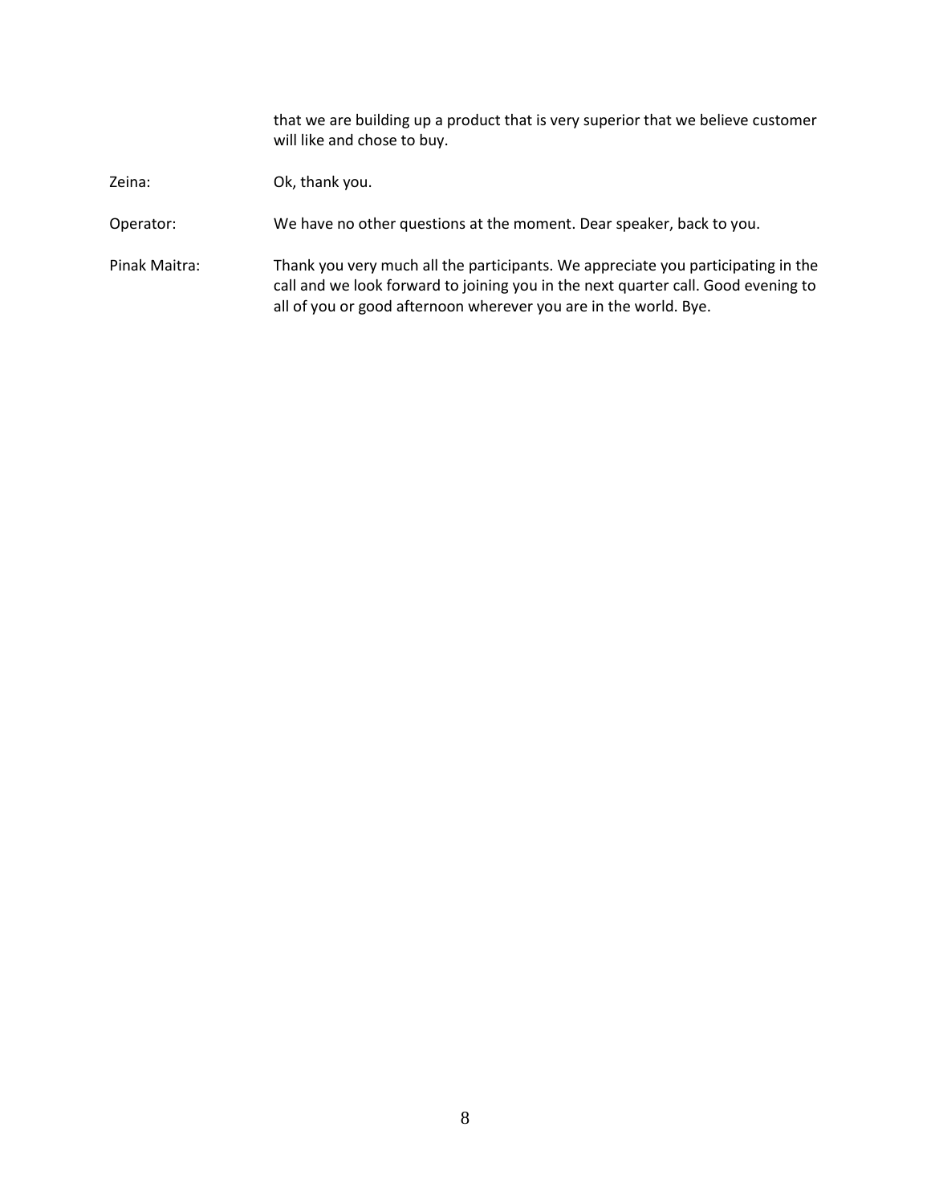that we are building up a product that is very superior that we believe customer will like and chose to buy.

Zeina: Ok, thank you.

Operator: We have no other questions at the moment. Dear speaker, back to you.

Pinak Maitra: Thank you very much all the participants. We appreciate you participating in the call and we look forward to joining you in the next quarter call. Good evening to all of you or good afternoon wherever you are in the world. Bye.